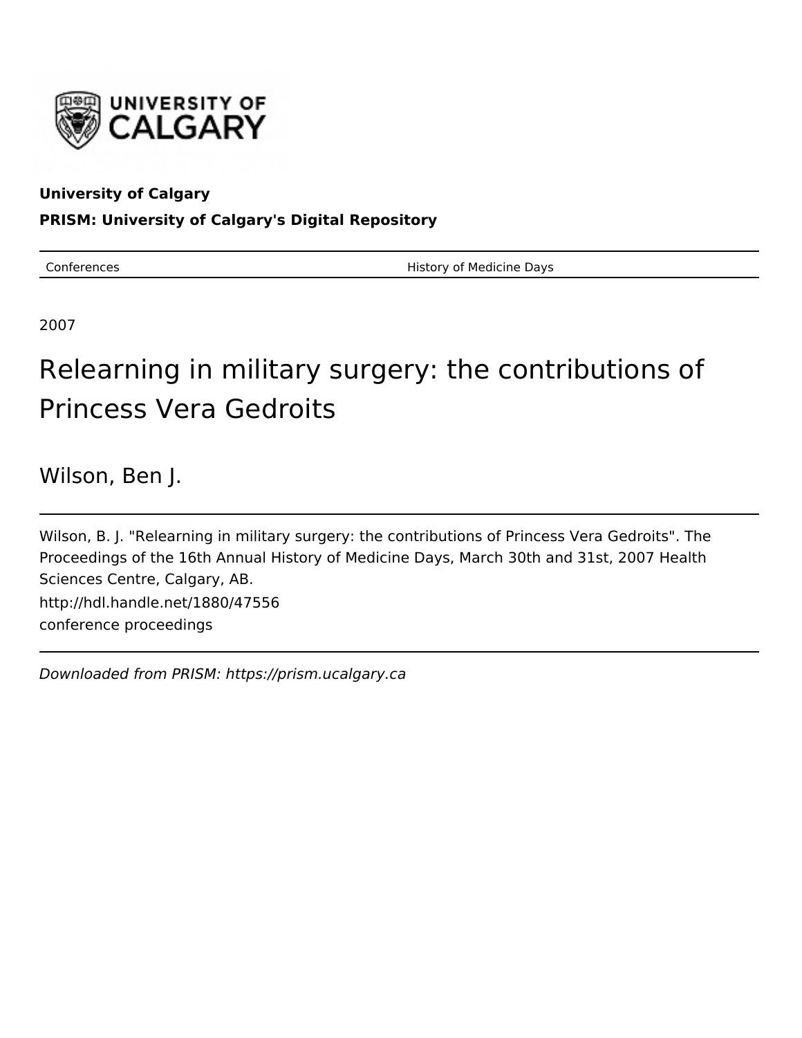UNIVERSITY OF CALGARY

**University of Calgary**

**PRISM: University of Calgary's Digital Repository**

---

Conferences | History of Medicine Days

---

2007

# Relearning in military surgery: the contributions of Princess Vera Gedroits

Wilson, Ben J.

---

Wilson, B. J. "Relearning in military surgery: the contributions of Princess Vera Gedroits". The Proceedings of the 16th Annual History of Medicine Days, March 30th and 31st, 2007 Health Sciences Centre, Calgary, AB.

http://hdl.handle.net/1880/47556

conference proceedings

---

*Downloaded from PRISM: https://prism.ucalgary.ca*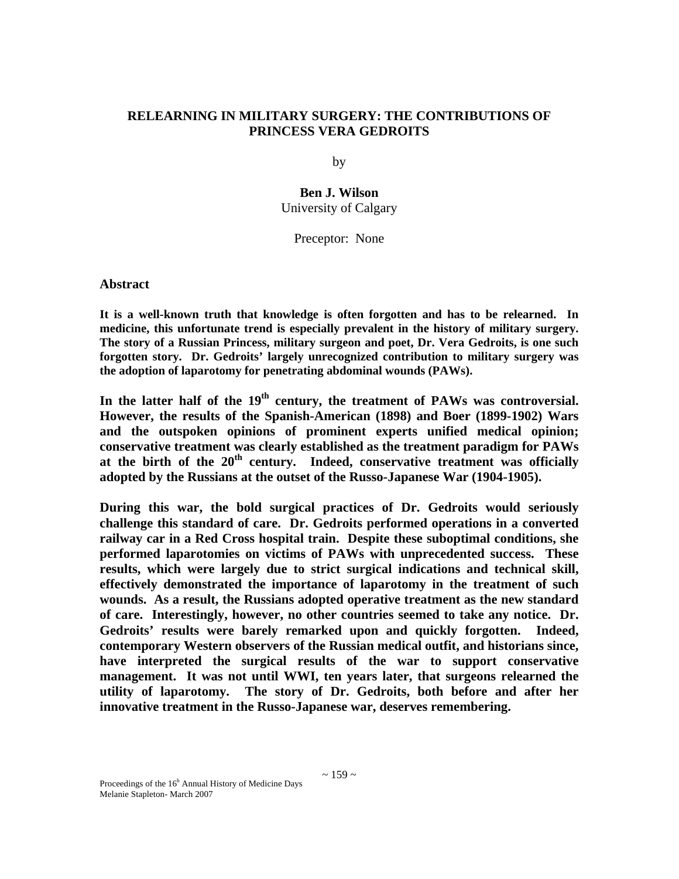# RELEARNING IN MILITARY SURGERY: THE CONTRIBUTIONS OF PRINCESS VERA GEDROITS

by

**Ben J. Wilson**
University of Calgary

Preceptor: None

## Abstract

**It is a well-known truth that knowledge is often forgotten and has to be relearned. In medicine, this unfortunate trend is especially prevalent in the history of military surgery. The story of a Russian Princess, military surgeon and poet, Dr. Vera Gedroits, is one such forgotten story. Dr. Gedroits' largely unrecognized contribution to military surgery was the adoption of laparotomy for penetrating abdominal wounds (PAWs).**

**In the latter half of the 19th century, the treatment of PAWs was controversial. However, the results of the Spanish-American (1898) and Boer (1899-1902) Wars and the outspoken opinions of prominent experts unified medical opinion; conservative treatment was clearly established as the treatment paradigm for PAWs at the birth of the 20th century. Indeed, conservative treatment was officially adopted by the Russians at the outset of the Russo-Japanese War (1904-1905).**

**During this war, the bold surgical practices of Dr. Gedroits would seriously challenge this standard of care. Dr. Gedroits performed operations in a converted railway car in a Red Cross hospital train. Despite these suboptimal conditions, she performed laparotomies on victims of PAWs with unprecedented success. These results, which were largely due to strict surgical indications and technical skill, effectively demonstrated the importance of laparotomy in the treatment of such wounds. As a result, the Russians adopted operative treatment as the new standard of care. Interestingly, however, no other countries seemed to take any notice. Dr. Gedroits' results were barely remarked upon and quickly forgotten. Indeed, contemporary Western observers of the Russian medical outfit, and historians since, have interpreted the surgical results of the war to support conservative management. It was not until WWI, ten years later, that surgeons relearned the utility of laparotomy. The story of Dr. Gedroits, both before and after her innovative treatment in the Russo-Japanese war, deserves remembering.**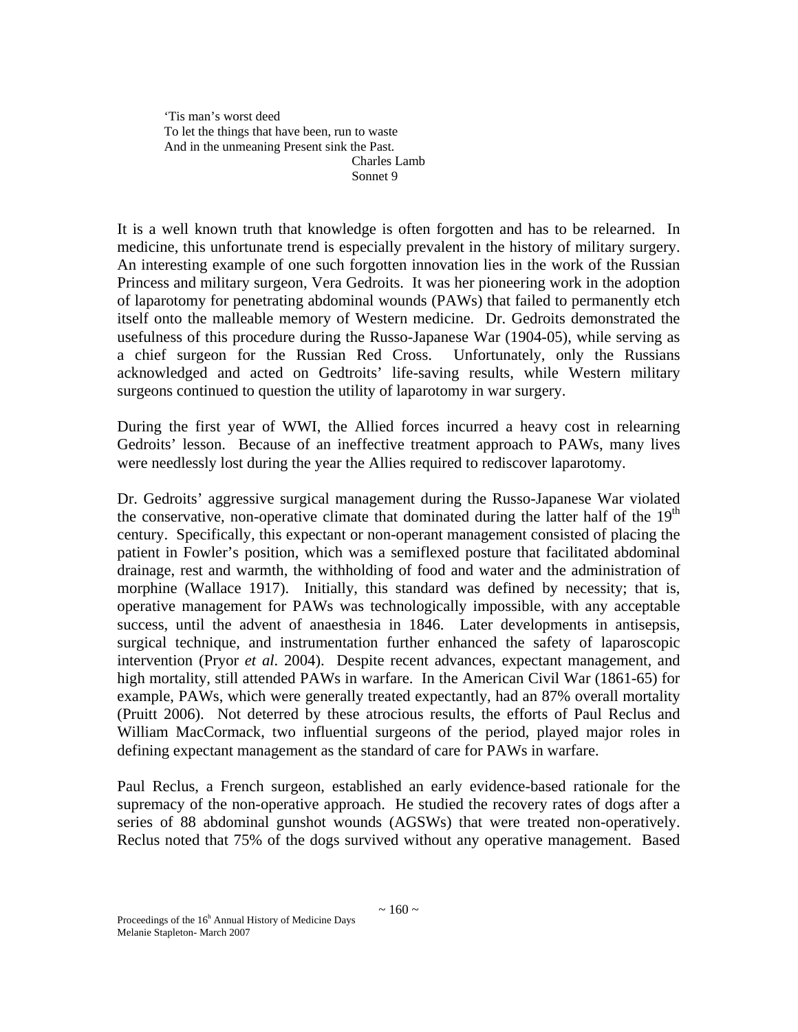> 'Tis man's worst deed  
> To let the things that have been, run to waste  
> And in the unmeaning Present sink the Past.  
> Charles Lamb  
> Sonnet 9

It is a well known truth that knowledge is often forgotten and has to be relearned. In medicine, this unfortunate trend is especially prevalent in the history of military surgery. An interesting example of one such forgotten innovation lies in the work of the Russian Princess and military surgeon, Vera Gedroits. It was her pioneering work in the adoption of laparotomy for penetrating abdominal wounds (PAWs) that failed to permanently etch itself onto the malleable memory of Western medicine. Dr. Gedroits demonstrated the usefulness of this procedure during the Russo-Japanese War (1904-05), while serving as a chief surgeon for the Russian Red Cross. Unfortunately, only the Russians acknowledged and acted on Gedtroits' life-saving results, while Western military surgeons continued to question the utility of laparotomy in war surgery.

During the first year of WWI, the Allied forces incurred a heavy cost in relearning Gedroits' lesson. Because of an ineffective treatment approach to PAWs, many lives were needlessly lost during the year the Allies required to rediscover laparotomy.

Dr. Gedroits' aggressive surgical management during the Russo-Japanese War violated the conservative, non-operative climate that dominated during the latter half of the 19th century. Specifically, this expectant or non-operant management consisted of placing the patient in Fowler's position, which was a semiflexed posture that facilitated abdominal drainage, rest and warmth, the withholding of food and water and the administration of morphine (Wallace 1917). Initially, this standard was defined by necessity; that is, operative management for PAWs was technologically impossible, with any acceptable success, until the advent of anaesthesia in 1846. Later developments in antisepsis, surgical technique, and instrumentation further enhanced the safety of laparoscopic intervention (Pryor *et al*. 2004). Despite recent advances, expectant management, and high mortality, still attended PAWs in warfare. In the American Civil War (1861-65) for example, PAWs, which were generally treated expectantly, had an 87% overall mortality (Pruitt 2006). Not deterred by these atrocious results, the efforts of Paul Reclus and William MacCormack, two influential surgeons of the period, played major roles in defining expectant management as the standard of care for PAWs in warfare.

Paul Reclus, a French surgeon, established an early evidence-based rationale for the supremacy of the non-operative approach. He studied the recovery rates of dogs after a series of 88 abdominal gunshot wounds (AGSWs) that were treated non-operatively. Reclus noted that 75% of the dogs survived without any operative management. Based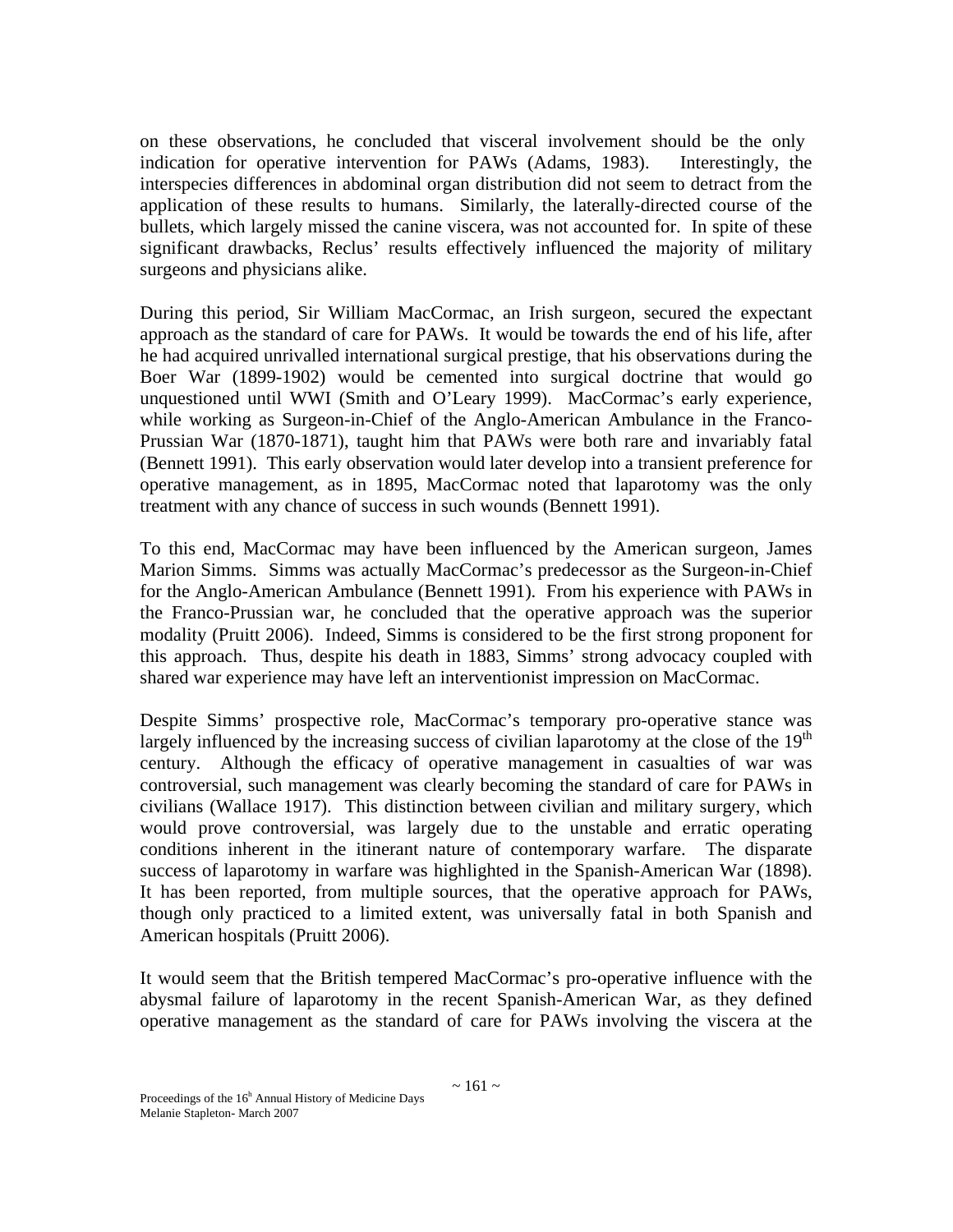on these observations, he concluded that visceral involvement should be the only indication for operative intervention for PAWs (Adams, 1983). Interestingly, the interspecies differences in abdominal organ distribution did not seem to detract from the application of these results to humans. Similarly, the laterally-directed course of the bullets, which largely missed the canine viscera, was not accounted for. In spite of these significant drawbacks, Reclus' results effectively influenced the majority of military surgeons and physicians alike.

During this period, Sir William MacCormac, an Irish surgeon, secured the expectant approach as the standard of care for PAWs. It would be towards the end of his life, after he had acquired unrivalled international surgical prestige, that his observations during the Boer War (1899-1902) would be cemented into surgical doctrine that would go unquestioned until WWI (Smith and O'Leary 1999). MacCormac's early experience, while working as Surgeon-in-Chief of the Anglo-American Ambulance in the Franco-Prussian War (1870-1871), taught him that PAWs were both rare and invariably fatal (Bennett 1991). This early observation would later develop into a transient preference for operative management, as in 1895, MacCormac noted that laparotomy was the only treatment with any chance of success in such wounds (Bennett 1991).

To this end, MacCormac may have been influenced by the American surgeon, James Marion Simms. Simms was actually MacCormac's predecessor as the Surgeon-in-Chief for the Anglo-American Ambulance (Bennett 1991). From his experience with PAWs in the Franco-Prussian war, he concluded that the operative approach was the superior modality (Pruitt 2006). Indeed, Simms is considered to be the first strong proponent for this approach. Thus, despite his death in 1883, Simms' strong advocacy coupled with shared war experience may have left an interventionist impression on MacCormac.

Despite Simms' prospective role, MacCormac's temporary pro-operative stance was largely influenced by the increasing success of civilian laparotomy at the close of the 19th century. Although the efficacy of operative management in casualties of war was controversial, such management was clearly becoming the standard of care for PAWs in civilians (Wallace 1917). This distinction between civilian and military surgery, which would prove controversial, was largely due to the unstable and erratic operating conditions inherent in the itinerant nature of contemporary warfare. The disparate success of laparotomy in warfare was highlighted in the Spanish-American War (1898). It has been reported, from multiple sources, that the operative approach for PAWs, though only practiced to a limited extent, was universally fatal in both Spanish and American hospitals (Pruitt 2006).

It would seem that the British tempered MacCormac's pro-operative influence with the abysmal failure of laparotomy in the recent Spanish-American War, as they defined operative management as the standard of care for PAWs involving the viscera at the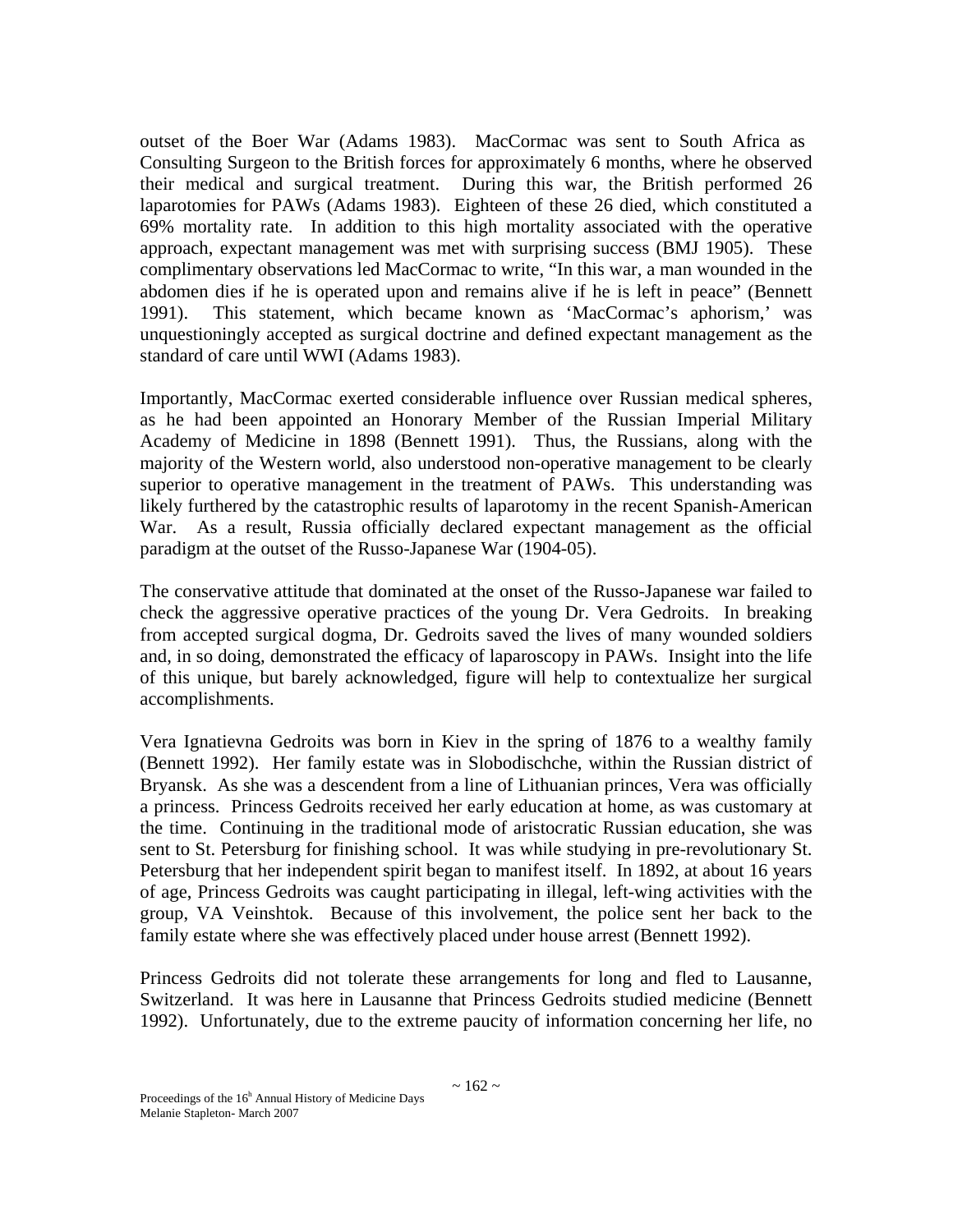outset of the Boer War (Adams 1983). MacCormac was sent to South Africa as Consulting Surgeon to the British forces for approximately 6 months, where he observed their medical and surgical treatment. During this war, the British performed 26 laparotomies for PAWs (Adams 1983). Eighteen of these 26 died, which constituted a 69% mortality rate. In addition to this high mortality associated with the operative approach, expectant management was met with surprising success (BMJ 1905). These complimentary observations led MacCormac to write, "In this war, a man wounded in the abdomen dies if he is operated upon and remains alive if he is left in peace" (Bennett 1991). This statement, which became known as 'MacCormac's aphorism,' was unquestioningly accepted as surgical doctrine and defined expectant management as the standard of care until WWI (Adams 1983).

Importantly, MacCormac exerted considerable influence over Russian medical spheres, as he had been appointed an Honorary Member of the Russian Imperial Military Academy of Medicine in 1898 (Bennett 1991). Thus, the Russians, along with the majority of the Western world, also understood non-operative management to be clearly superior to operative management in the treatment of PAWs. This understanding was likely furthered by the catastrophic results of laparotomy in the recent Spanish-American War. As a result, Russia officially declared expectant management as the official paradigm at the outset of the Russo-Japanese War (1904-05).

The conservative attitude that dominated at the onset of the Russo-Japanese war failed to check the aggressive operative practices of the young Dr. Vera Gedroits. In breaking from accepted surgical dogma, Dr. Gedroits saved the lives of many wounded soldiers and, in so doing, demonstrated the efficacy of laparoscopy in PAWs. Insight into the life of this unique, but barely acknowledged, figure will help to contextualize her surgical accomplishments.

Vera Ignatievna Gedroits was born in Kiev in the spring of 1876 to a wealthy family (Bennett 1992). Her family estate was in Slobodischche, within the Russian district of Bryansk. As she was a descendent from a line of Lithuanian princes, Vera was officially a princess. Princess Gedroits received her early education at home, as was customary at the time. Continuing in the traditional mode of aristocratic Russian education, she was sent to St. Petersburg for finishing school. It was while studying in pre-revolutionary St. Petersburg that her independent spirit began to manifest itself. In 1892, at about 16 years of age, Princess Gedroits was caught participating in illegal, left-wing activities with the group, VA Veinshtok. Because of this involvement, the police sent her back to the family estate where she was effectively placed under house arrest (Bennett 1992).

Princess Gedroits did not tolerate these arrangements for long and fled to Lausanne, Switzerland. It was here in Lausanne that Princess Gedroits studied medicine (Bennett 1992). Unfortunately, due to the extreme paucity of information concerning her life, no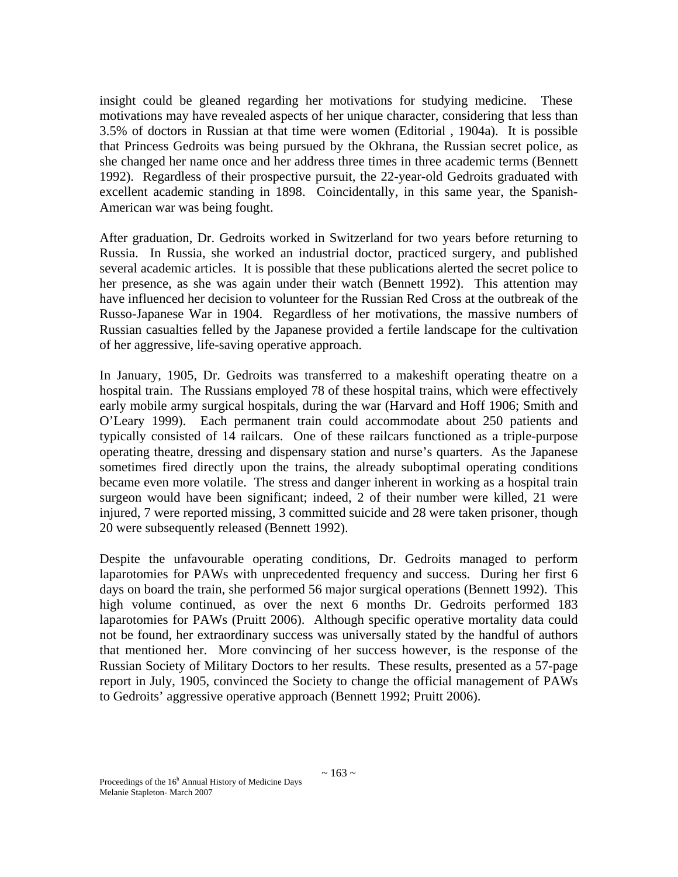insight could be gleaned regarding her motivations for studying medicine. These motivations may have revealed aspects of her unique character, considering that less than 3.5% of doctors in Russian at that time were women (Editorial , 1904a). It is possible that Princess Gedroits was being pursued by the Okhrana, the Russian secret police, as she changed her name once and her address three times in three academic terms (Bennett 1992). Regardless of their prospective pursuit, the 22-year-old Gedroits graduated with excellent academic standing in 1898. Coincidentally, in this same year, the Spanish-American war was being fought.

After graduation, Dr. Gedroits worked in Switzerland for two years before returning to Russia. In Russia, she worked an industrial doctor, practiced surgery, and published several academic articles. It is possible that these publications alerted the secret police to her presence, as she was again under their watch (Bennett 1992). This attention may have influenced her decision to volunteer for the Russian Red Cross at the outbreak of the Russo-Japanese War in 1904. Regardless of her motivations, the massive numbers of Russian casualties felled by the Japanese provided a fertile landscape for the cultivation of her aggressive, life-saving operative approach.

In January, 1905, Dr. Gedroits was transferred to a makeshift operating theatre on a hospital train. The Russians employed 78 of these hospital trains, which were effectively early mobile army surgical hospitals, during the war (Harvard and Hoff 1906; Smith and O'Leary 1999). Each permanent train could accommodate about 250 patients and typically consisted of 14 railcars. One of these railcars functioned as a triple-purpose operating theatre, dressing and dispensary station and nurse's quarters. As the Japanese sometimes fired directly upon the trains, the already suboptimal operating conditions became even more volatile. The stress and danger inherent in working as a hospital train surgeon would have been significant; indeed, 2 of their number were killed, 21 were injured, 7 were reported missing, 3 committed suicide and 28 were taken prisoner, though 20 were subsequently released (Bennett 1992).

Despite the unfavourable operating conditions, Dr. Gedroits managed to perform laparotomies for PAWs with unprecedented frequency and success. During her first 6 days on board the train, she performed 56 major surgical operations (Bennett 1992). This high volume continued, as over the next 6 months Dr. Gedroits performed 183 laparotomies for PAWs (Pruitt 2006). Although specific operative mortality data could not be found, her extraordinary success was universally stated by the handful of authors that mentioned her. More convincing of her success however, is the response of the Russian Society of Military Doctors to her results. These results, presented as a 57-page report in July, 1905, convinced the Society to change the official management of PAWs to Gedroits' aggressive operative approach (Bennett 1992; Pruitt 2006).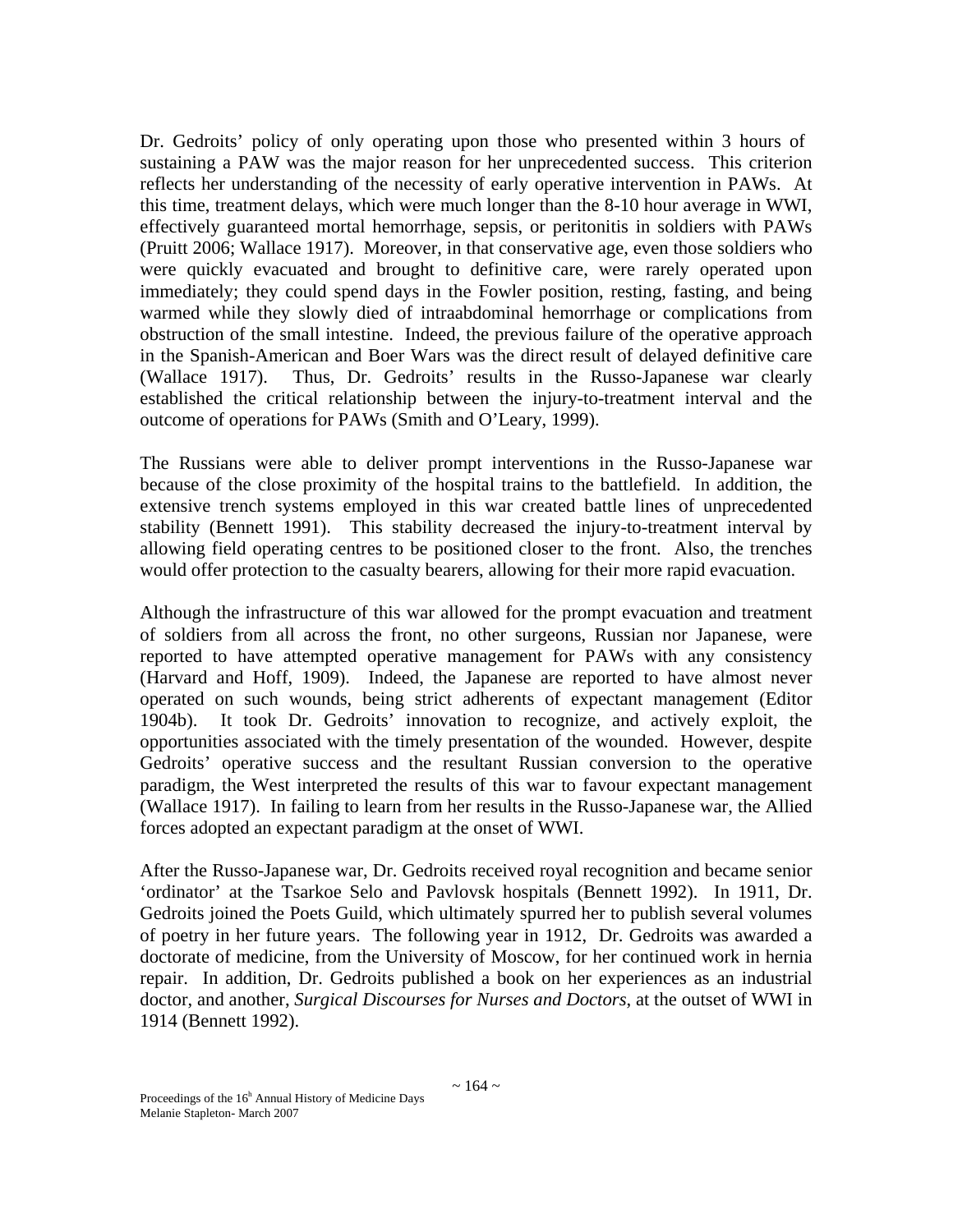Dr. Gedroits' policy of only operating upon those who presented within 3 hours of sustaining a PAW was the major reason for her unprecedented success. This criterion reflects her understanding of the necessity of early operative intervention in PAWs. At this time, treatment delays, which were much longer than the 8-10 hour average in WWI, effectively guaranteed mortal hemorrhage, sepsis, or peritonitis in soldiers with PAWs (Pruitt 2006; Wallace 1917). Moreover, in that conservative age, even those soldiers who were quickly evacuated and brought to definitive care, were rarely operated upon immediately; they could spend days in the Fowler position, resting, fasting, and being warmed while they slowly died of intraabdominal hemorrhage or complications from obstruction of the small intestine. Indeed, the previous failure of the operative approach in the Spanish-American and Boer Wars was the direct result of delayed definitive care (Wallace 1917). Thus, Dr. Gedroits' results in the Russo-Japanese war clearly established the critical relationship between the injury-to-treatment interval and the outcome of operations for PAWs (Smith and O'Leary, 1999).

The Russians were able to deliver prompt interventions in the Russo-Japanese war because of the close proximity of the hospital trains to the battlefield. In addition, the extensive trench systems employed in this war created battle lines of unprecedented stability (Bennett 1991). This stability decreased the injury-to-treatment interval by allowing field operating centres to be positioned closer to the front. Also, the trenches would offer protection to the casualty bearers, allowing for their more rapid evacuation.

Although the infrastructure of this war allowed for the prompt evacuation and treatment of soldiers from all across the front, no other surgeons, Russian nor Japanese, were reported to have attempted operative management for PAWs with any consistency (Harvard and Hoff, 1909). Indeed, the Japanese are reported to have almost never operated on such wounds, being strict adherents of expectant management (Editor 1904b). It took Dr. Gedroits' innovation to recognize, and actively exploit, the opportunities associated with the timely presentation of the wounded. However, despite Gedroits' operative success and the resultant Russian conversion to the operative paradigm, the West interpreted the results of this war to favour expectant management (Wallace 1917). In failing to learn from her results in the Russo-Japanese war, the Allied forces adopted an expectant paradigm at the onset of WWI.

After the Russo-Japanese war, Dr. Gedroits received royal recognition and became senior 'ordinator' at the Tsarkoe Selo and Pavlovsk hospitals (Bennett 1992). In 1911, Dr. Gedroits joined the Poets Guild, which ultimately spurred her to publish several volumes of poetry in her future years. The following year in 1912, Dr. Gedroits was awarded a doctorate of medicine, from the University of Moscow, for her continued work in hernia repair. In addition, Dr. Gedroits published a book on her experiences as an industrial doctor, and another, *Surgical Discourses for Nurses and Doctors*, at the outset of WWI in 1914 (Bennett 1992).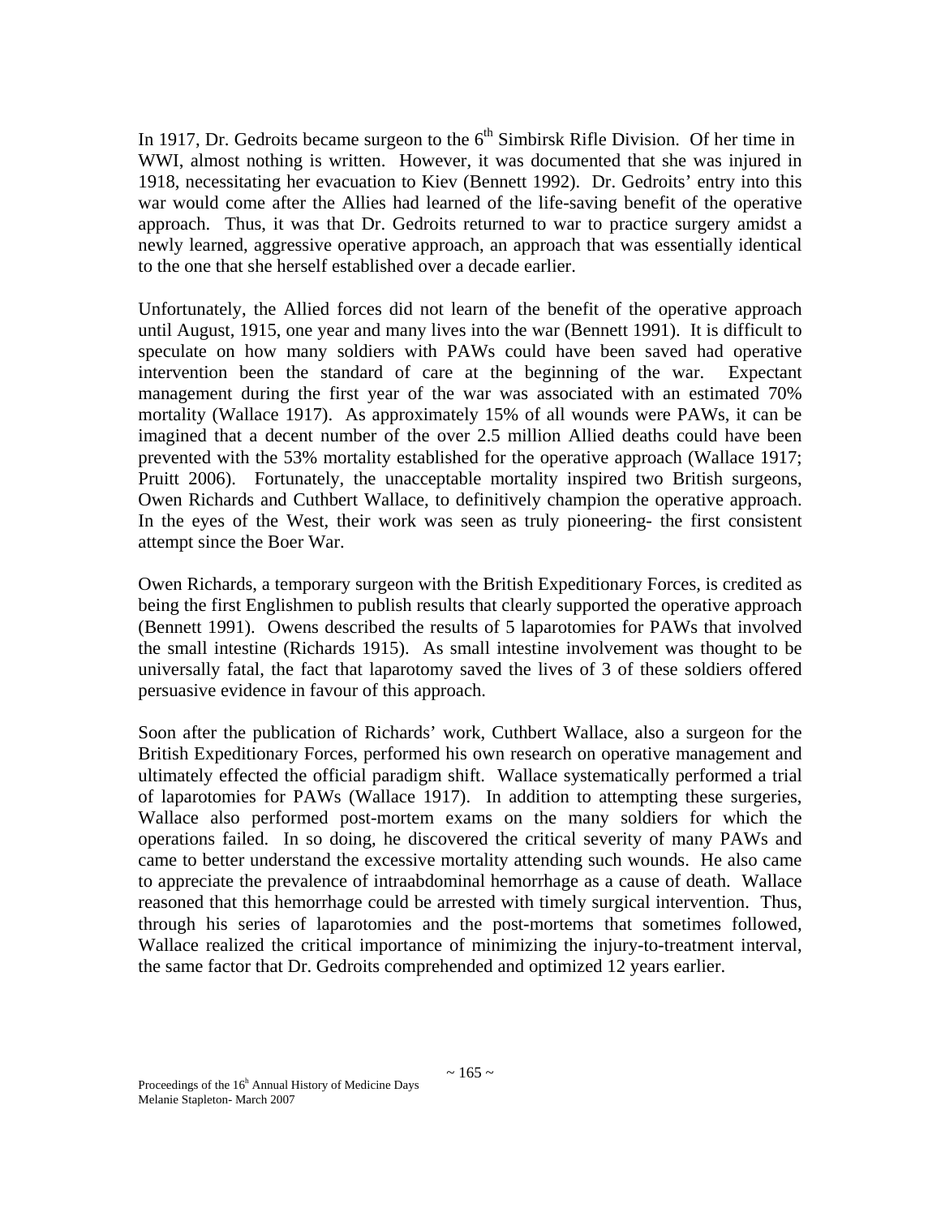In 1917, Dr. Gedroits became surgeon to the 6th Simbirsk Rifle Division. Of her time in WWI, almost nothing is written. However, it was documented that she was injured in 1918, necessitating her evacuation to Kiev (Bennett 1992). Dr. Gedroits' entry into this war would come after the Allies had learned of the life-saving benefit of the operative approach. Thus, it was that Dr. Gedroits returned to war to practice surgery amidst a newly learned, aggressive operative approach, an approach that was essentially identical to the one that she herself established over a decade earlier.

Unfortunately, the Allied forces did not learn of the benefit of the operative approach until August, 1915, one year and many lives into the war (Bennett 1991). It is difficult to speculate on how many soldiers with PAWs could have been saved had operative intervention been the standard of care at the beginning of the war. Expectant management during the first year of the war was associated with an estimated 70% mortality (Wallace 1917). As approximately 15% of all wounds were PAWs, it can be imagined that a decent number of the over 2.5 million Allied deaths could have been prevented with the 53% mortality established for the operative approach (Wallace 1917; Pruitt 2006). Fortunately, the unacceptable mortality inspired two British surgeons, Owen Richards and Cuthbert Wallace, to definitively champion the operative approach. In the eyes of the West, their work was seen as truly pioneering- the first consistent attempt since the Boer War.

Owen Richards, a temporary surgeon with the British Expeditionary Forces, is credited as being the first Englishmen to publish results that clearly supported the operative approach (Bennett 1991). Owens described the results of 5 laparotomies for PAWs that involved the small intestine (Richards 1915). As small intestine involvement was thought to be universally fatal, the fact that laparotomy saved the lives of 3 of these soldiers offered persuasive evidence in favour of this approach.

Soon after the publication of Richards' work, Cuthbert Wallace, also a surgeon for the British Expeditionary Forces, performed his own research on operative management and ultimately effected the official paradigm shift. Wallace systematically performed a trial of laparotomies for PAWs (Wallace 1917). In addition to attempting these surgeries, Wallace also performed post-mortem exams on the many soldiers for which the operations failed. In so doing, he discovered the critical severity of many PAWs and came to better understand the excessive mortality attending such wounds. He also came to appreciate the prevalence of intraabdominal hemorrhage as a cause of death. Wallace reasoned that this hemorrhage could be arrested with timely surgical intervention. Thus, through his series of laparotomies and the post-mortems that sometimes followed, Wallace realized the critical importance of minimizing the injury-to-treatment interval, the same factor that Dr. Gedroits comprehended and optimized 12 years earlier.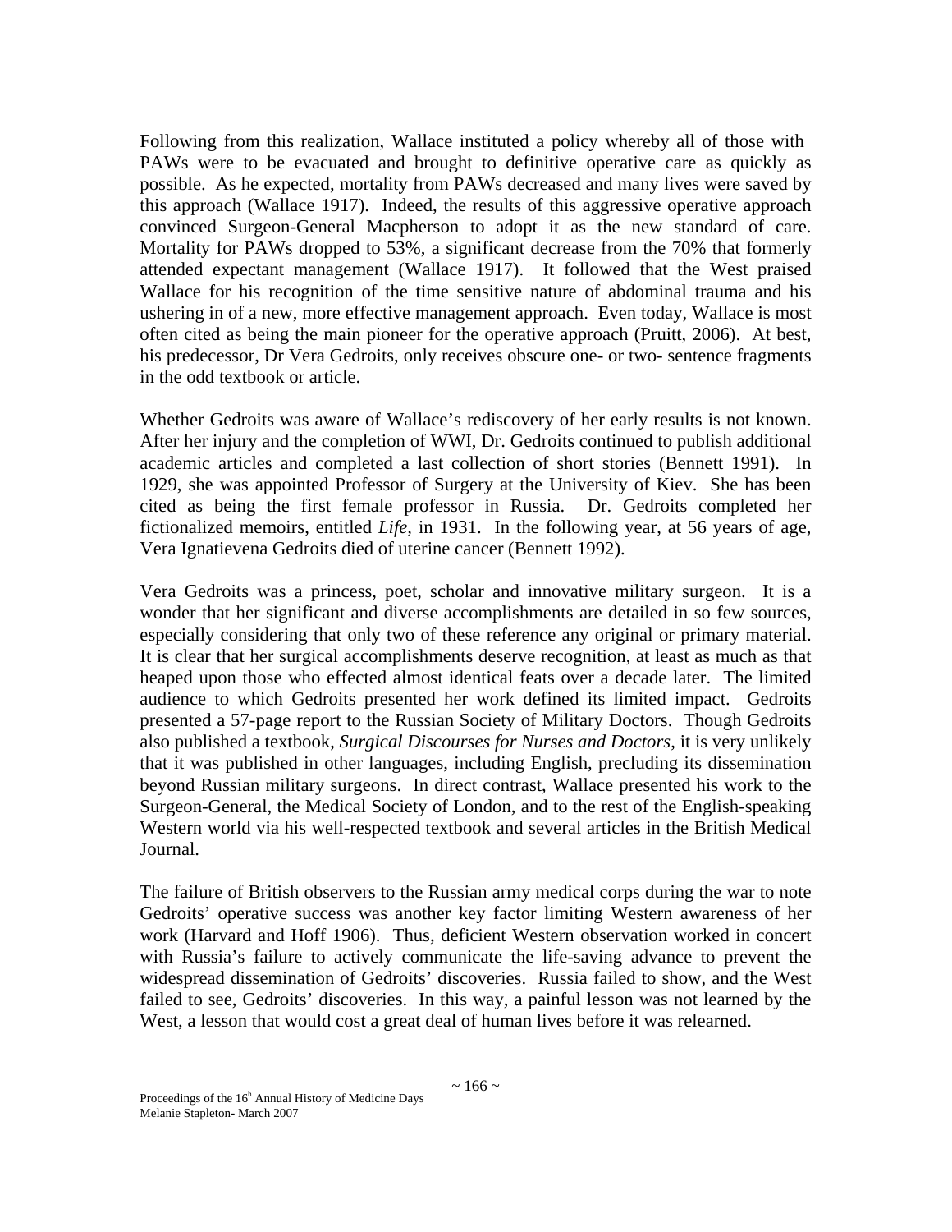Following from this realization, Wallace instituted a policy whereby all of those with PAWs were to be evacuated and brought to definitive operative care as quickly as possible. As he expected, mortality from PAWs decreased and many lives were saved by this approach (Wallace 1917). Indeed, the results of this aggressive operative approach convinced Surgeon-General Macpherson to adopt it as the new standard of care. Mortality for PAWs dropped to 53%, a significant decrease from the 70% that formerly attended expectant management (Wallace 1917). It followed that the West praised Wallace for his recognition of the time sensitive nature of abdominal trauma and his ushering in of a new, more effective management approach. Even today, Wallace is most often cited as being the main pioneer for the operative approach (Pruitt, 2006). At best, his predecessor, Dr Vera Gedroits, only receives obscure one- or two- sentence fragments in the odd textbook or article.

Whether Gedroits was aware of Wallace's rediscovery of her early results is not known. After her injury and the completion of WWI, Dr. Gedroits continued to publish additional academic articles and completed a last collection of short stories (Bennett 1991). In 1929, she was appointed Professor of Surgery at the University of Kiev. She has been cited as being the first female professor in Russia. Dr. Gedroits completed her fictionalized memoirs, entitled *Life,* in 1931. In the following year, at 56 years of age, Vera Ignatievena Gedroits died of uterine cancer (Bennett 1992).

Vera Gedroits was a princess, poet, scholar and innovative military surgeon. It is a wonder that her significant and diverse accomplishments are detailed in so few sources, especially considering that only two of these reference any original or primary material. It is clear that her surgical accomplishments deserve recognition, at least as much as that heaped upon those who effected almost identical feats over a decade later. The limited audience to which Gedroits presented her work defined its limited impact. Gedroits presented a 57-page report to the Russian Society of Military Doctors. Though Gedroits also published a textbook, *Surgical Discourses for Nurses and Doctors*, it is very unlikely that it was published in other languages, including English, precluding its dissemination beyond Russian military surgeons. In direct contrast, Wallace presented his work to the Surgeon-General, the Medical Society of London, and to the rest of the English-speaking Western world via his well-respected textbook and several articles in the British Medical Journal.

The failure of British observers to the Russian army medical corps during the war to note Gedroits' operative success was another key factor limiting Western awareness of her work (Harvard and Hoff 1906). Thus, deficient Western observation worked in concert with Russia's failure to actively communicate the life-saving advance to prevent the widespread dissemination of Gedroits' discoveries. Russia failed to show, and the West failed to see, Gedroits' discoveries. In this way, a painful lesson was not learned by the West, a lesson that would cost a great deal of human lives before it was relearned.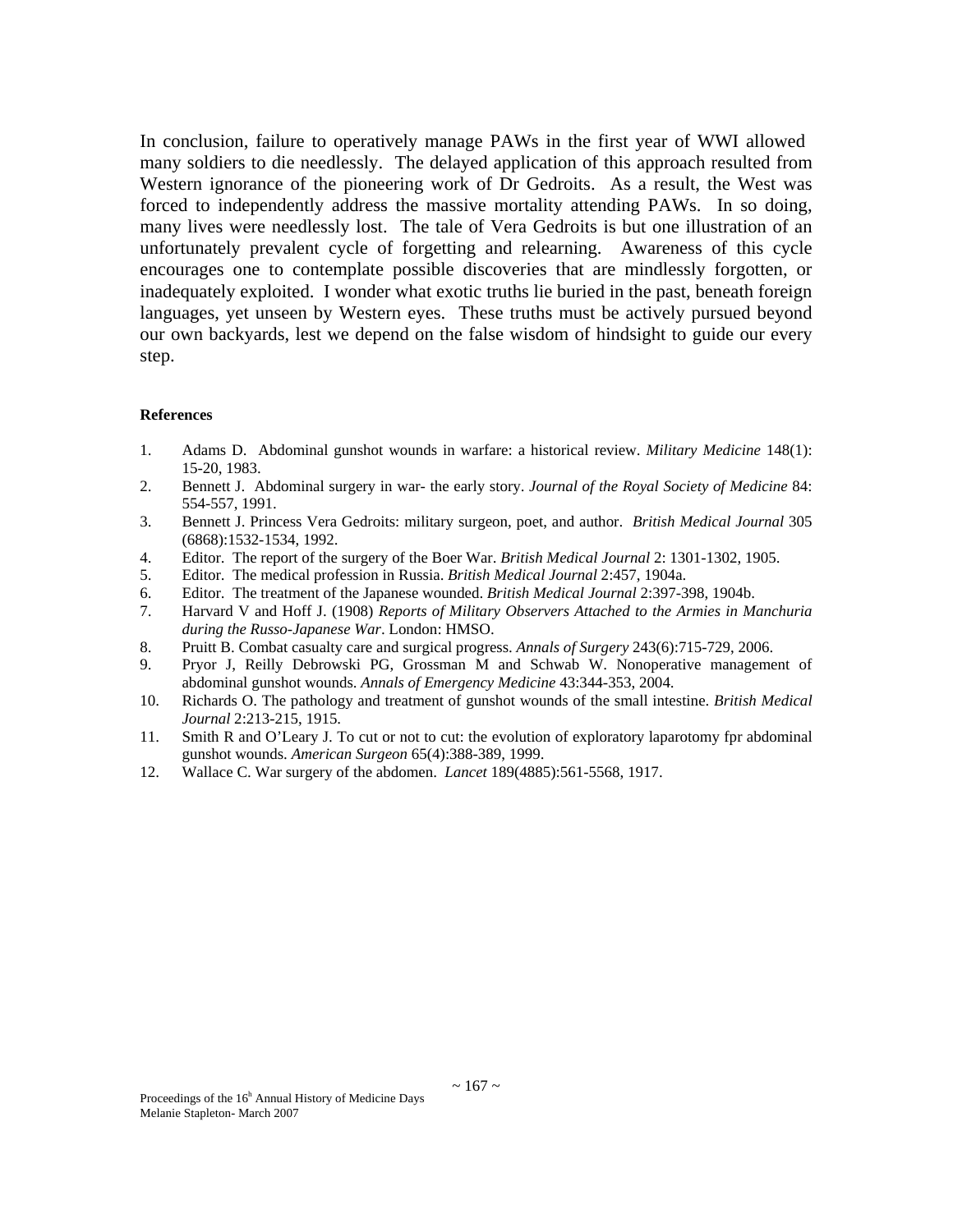In conclusion, failure to operatively manage PAWs in the first year of WWI allowed many soldiers to die needlessly. The delayed application of this approach resulted from Western ignorance of the pioneering work of Dr Gedroits. As a result, the West was forced to independently address the massive mortality attending PAWs. In so doing, many lives were needlessly lost. The tale of Vera Gedroits is but one illustration of an unfortunately prevalent cycle of forgetting and relearning. Awareness of this cycle encourages one to contemplate possible discoveries that are mindlessly forgotten, or inadequately exploited. I wonder what exotic truths lie buried in the past, beneath foreign languages, yet unseen by Western eyes. These truths must be actively pursued beyond our own backyards, lest we depend on the false wisdom of hindsight to guide our every step.

**References**

1. Adams D. Abdominal gunshot wounds in warfare: a historical review. *Military Medicine* 148(1): 15-20, 1983.
2. Bennett J. Abdominal surgery in war- the early story. *Journal of the Royal Society of Medicine* 84: 554-557, 1991.
3. Bennett J. Princess Vera Gedroits: military surgeon, poet, and author. *British Medical Journal* 305 (6868):1532-1534, 1992.
4. Editor. The report of the surgery of the Boer War. *British Medical Journal* 2: 1301-1302, 1905.
5. Editor. The medical profession in Russia. *British Medical Journal* 2:457, 1904a.
6. Editor. The treatment of the Japanese wounded. *British Medical Journal* 2:397-398, 1904b.
7. Harvard V and Hoff J. (1908) *Reports of Military Observers Attached to the Armies in Manchuria during the Russo-Japanese War*. London: HMSO.
8. Pruitt B. Combat casualty care and surgical progress. *Annals of Surgery* 243(6):715-729, 2006.
9. Pryor J, Reilly Debrowski PG, Grossman M and Schwab W. Nonoperative management of abdominal gunshot wounds. *Annals of Emergency Medicine* 43:344-353, 2004.
10. Richards O. The pathology and treatment of gunshot wounds of the small intestine. *British Medical Journal* 2:213-215, 1915.
11. Smith R and O'Leary J. To cut or not to cut: the evolution of exploratory laparotomy fpr abdominal gunshot wounds. *American Surgeon* 65(4):388-389, 1999.
12. Wallace C. War surgery of the abdomen. *Lancet* 189(4885):561-5568, 1917.